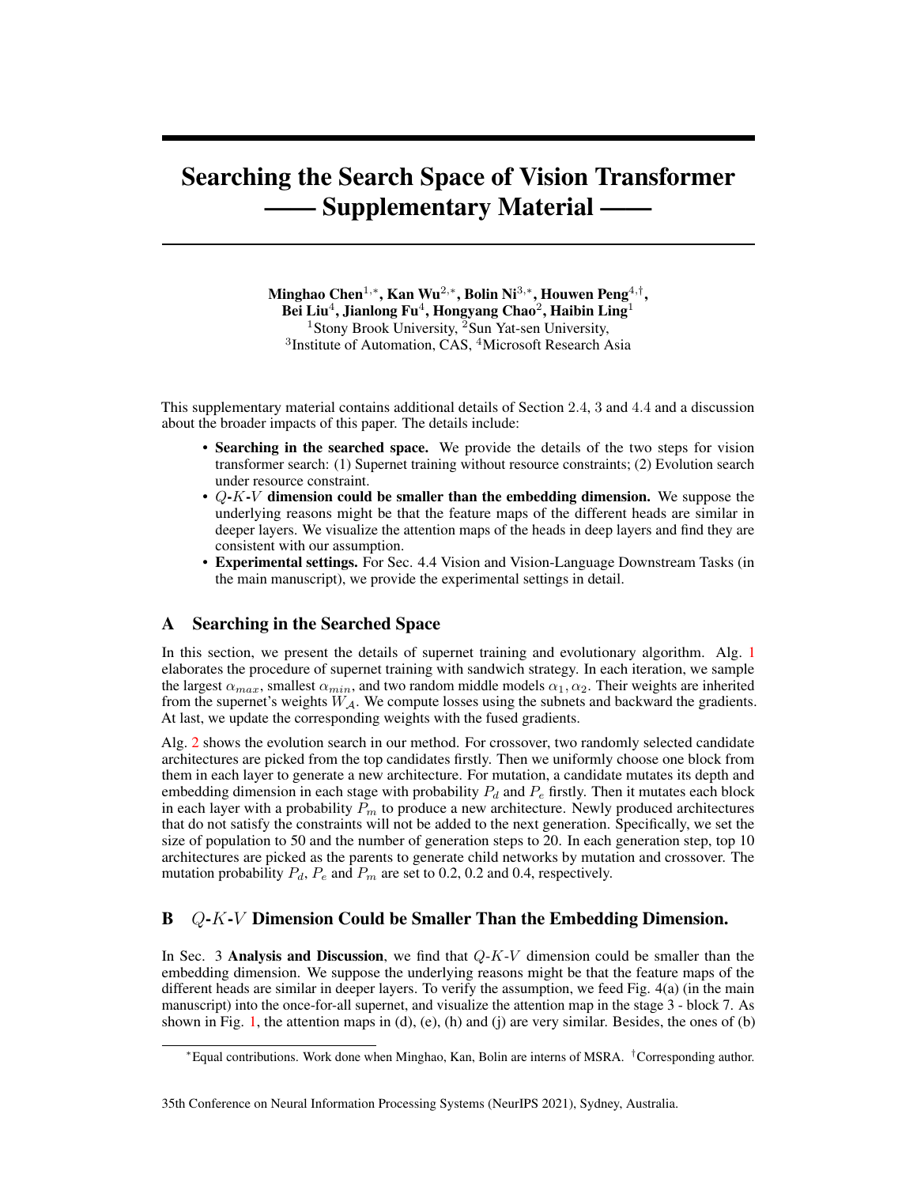# Searching the Search Space of Vision Transformer —— Supplementary Material ——

**Minghao Chen**[1,*], **Kan Wu**[2,*], **Bolin Ni**[3,*], **Houwen Peng**[4,†], **Bei Liu**[4], **Jianlong Fu**[4], **Hongyang Chao**[2], **Haibin Ling**[1]

[1]Stony Brook University, [2]Sun Yat-sen University, [3]Institute of Automation, CAS, [4]Microsoft Research Asia

This supplementary material contains additional details of Section 2.4, 3 and 4.4 and a discussion about the broader impacts of this paper. The details include:

- **Searching in the searched space.** We provide the details of the two steps for vision transformer search: (1) Supernet training without resource constraints; (2) Evolution search under resource constraint.
- **$Q$-$K$-$V$ dimension could be smaller than the embedding dimension.** We suppose the underlying reasons might be that the feature maps of the different heads are similar in deeper layers. We visualize the attention maps of the heads in deep layers and find they are consistent with our assumption.
- **Experimental settings.** For Sec. 4.4 Vision and Vision-Language Downstream Tasks (in the main manuscript), we provide the experimental settings in detail.

## A Searching in the Searched Space

In this section, we present the details of supernet training and evolutionary algorithm. Alg. 1 elaborates the procedure of supernet training with sandwich strategy. In each iteration, we sample the largest $\alpha_{max}$, smallest $\alpha_{min}$, and two random middle models $\alpha_1, \alpha_2$. Their weights are inherited from the supernet's weights $W_{\mathcal{A}}$. We compute losses using the subnets and backward the gradients. At last, we update the corresponding weights with the fused gradients.

Alg. 2 shows the evolution search in our method. For crossover, two randomly selected candidate architectures are picked from the top candidates firstly. Then we uniformly choose one block from them in each layer to generate a new architecture. For mutation, a candidate mutates its depth and embedding dimension in each stage with probability $P_d$ and $P_e$ firstly. Then it mutates each block in each layer with a probability $P_m$ to produce a new architecture. Newly produced architectures that do not satisfy the constraints will not be added to the next generation. Specifically, we set the size of population to 50 and the number of generation steps to 20. In each generation step, top 10 architectures are picked as the parents to generate child networks by mutation and crossover. The mutation probability $P_d$, $P_e$ and $P_m$ are set to 0.2, 0.2 and 0.4, respectively.

## B $Q$-$K$-$V$ Dimension Could be Smaller Than the Embedding Dimension.

In Sec. 3 **Analysis and Discussion**, we find that $Q$-$K$-$V$ dimension could be smaller than the embedding dimension. We suppose the underlying reasons might be that the feature maps of the different heads are similar in deeper layers. To verify the assumption, we feed Fig. 4(a) (in the main manuscript) into the once-for-all supernet, and visualize the attention map in the stage 3 - block 7. As shown in Fig. 1, the attention maps in (d), (e), (h) and (j) are very similar. Besides, the ones of (b)

*Equal contributions. Work done when Minghao, Kan, Bolin are interns of MSRA. †Corresponding author.

35th Conference on Neural Information Processing Systems (NeurIPS 2021), Sydney, Australia.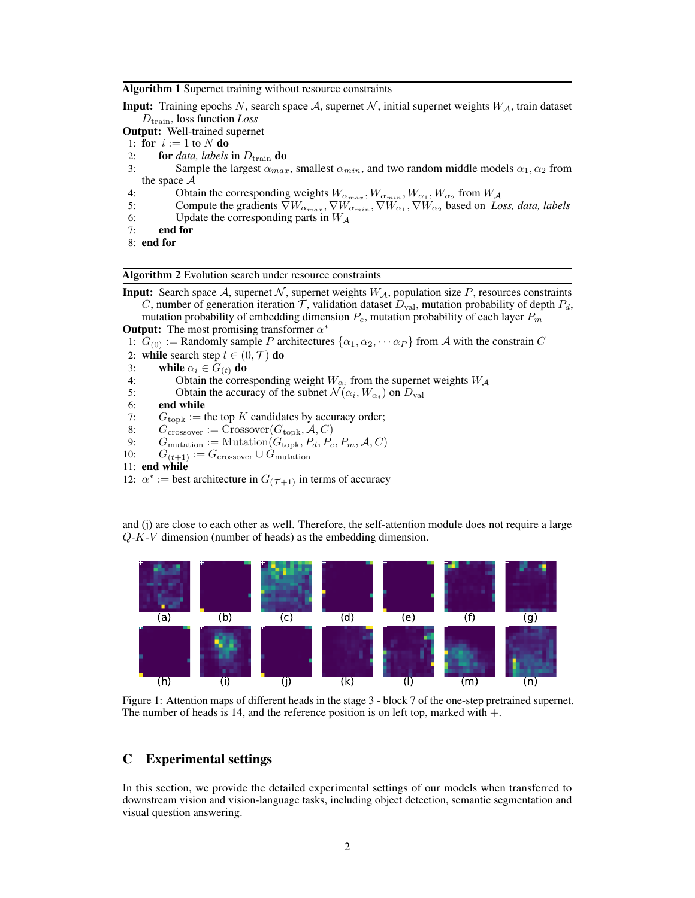**Algorithm 1** Supernet training without resource constraints

**Input:** Training epochs $N$, search space $\mathcal{A}$, supernet $\mathcal{N}$, initial supernet weights $W_{\mathcal{A}}$, train dataset $D_{\text{train}}$, loss function *Loss*

**Output:** Well-trained supernet

```
1: for i := 1 to N do
2:     for data, labels in D_train do
3:         Sample the largest α_max, smallest α_min, and two random middle models α_1, α_2 from the space A
4:         Obtain the corresponding weights W_α_max, W_α_min, W_α1, W_α2 from W_A
5:         Compute the gradients ∇W_α_max, ∇W_α_min, ∇W_α1, ∇W_α2 based on Loss, data, labels
6:         Update the corresponding parts in W_A
7:     end for
8: end for
```

**Algorithm 2** Evolution search under resource constraints

**Input:** Search space $\mathcal{A}$, supernet $\mathcal{N}$, supernet weights $W_{\mathcal{A}}$, population size $P$, resources constraints $C$, number of generation iteration $\mathcal{T}$, validation dataset $D_{\text{val}}$, mutation probability of depth $P_d$, mutation probability of embedding dimension $P_e$, mutation probability of each layer $P_m$

**Output:** The most promising transformer $\alpha^*$

```
1: G_(0) := Randomly sample P architectures {α_1, α_2, ··· α_P} from A with the constrain C
2: while search step t ∈ (0, T) do
3:     while α_i ∈ G_(t) do
4:         Obtain the corresponding weight W_αi from the supernet weights W_A
5:         Obtain the accuracy of the subnet N(α_i, W_αi) on D_val
6:     end while
7:     G_topk := the top K candidates by accuracy order;
8:     G_crossover := Crossover(G_topk, A, C)
9:     G_mutation := Mutation(G_topk, P_d, P_e, P_m, A, C)
10:    G_(t+1) := G_crossover ∪ G_mutation
11: end while
12: α* := best architecture in G_(T+1) in terms of accuracy
```

and (j) are close to each other as well. Therefore, the self-attention module does not require a large $Q$-$K$-$V$ dimension (number of heads) as the embedding dimension.

Figure 1: Attention maps of different heads in the stage 3 - block 7 of the one-step pretrained supernet. The number of heads is 14, and the reference position is on left top, marked with $+$.

# C Experimental settings

In this section, we provide the detailed experimental settings of our models when transferred to downstream vision and vision-language tasks, including object detection, semantic segmentation and visual question answering.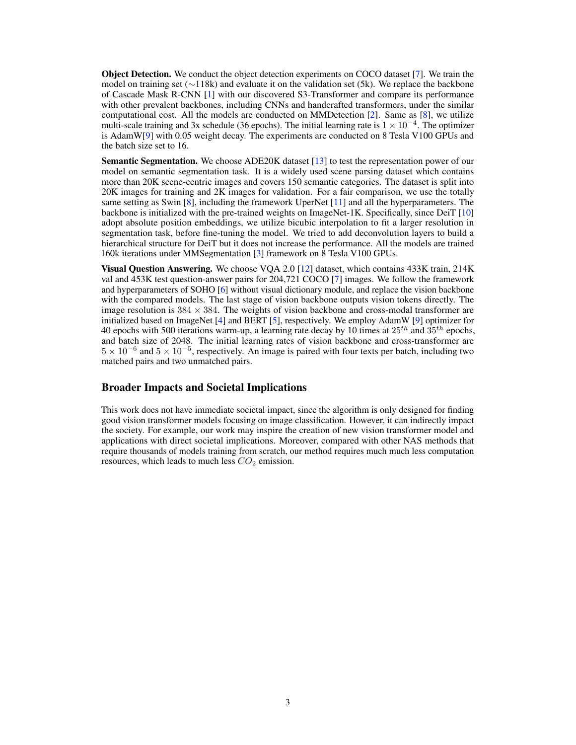**Object Detection.** We conduct the object detection experiments on COCO dataset [7]. We train the model on training set (∼118k) and evaluate it on the validation set (5k). We replace the backbone of Cascade Mask R-CNN [1] with our discovered S3-Transformer and compare its performance with other prevalent backbones, including CNNs and handcrafted transformers, under the similar computational cost. All the models are conducted on MMDetection [2]. Same as [8], we utilize multi-scale training and 3x schedule (36 epochs). The initial learning rate is $1 \times 10^{-4}$. The optimizer is AdamW[9] with 0.05 weight decay. The experiments are conducted on 8 Tesla V100 GPUs and the batch size set to 16.

**Semantic Segmentation.** We choose ADE20K dataset [13] to test the representation power of our model on semantic segmentation task. It is a widely used scene parsing dataset which contains more than 20K scene-centric images and covers 150 semantic categories. The dataset is split into 20K images for training and 2K images for validation. For a fair comparison, we use the totally same setting as Swin [8], including the framework UperNet [11] and all the hyperparameters. The backbone is initialized with the pre-trained weights on ImageNet-1K. Specifically, since DeiT [10] adopt absolute position embeddings, we utilize bicubic interpolation to fit a larger resolution in segmentation task, before fine-tuning the model. We tried to add deconvolution layers to build a hierarchical structure for DeiT but it does not increase the performance. All the models are trained 160k iterations under MMSegmentation [3] framework on 8 Tesla V100 GPUs.

**Visual Question Answering.** We choose VQA 2.0 [12] dataset, which contains 433K train, 214K val and 453K test question-answer pairs for 204,721 COCO [7] images. We follow the framework and hyperparameters of SOHO [6] without visual dictionary module, and replace the vision backbone with the compared models. The last stage of vision backbone outputs vision tokens directly. The image resolution is $384 \times 384$. The weights of vision backbone and cross-modal transformer are initialized based on ImageNet [4] and BERT [5], respectively. We employ AdamW [9] optimizer for 40 epochs with 500 iterations warm-up, a learning rate decay by 10 times at $25^{th}$ and $35^{th}$ epochs, and batch size of 2048. The initial learning rates of vision backbone and cross-transformer are $5 \times 10^{-6}$ and $5 \times 10^{-5}$, respectively. An image is paired with four texts per batch, including two matched pairs and two unmatched pairs.

## Broader Impacts and Societal Implications

This work does not have immediate societal impact, since the algorithm is only designed for finding good vision transformer models focusing on image classification. However, it can indirectly impact the society. For example, our work may inspire the creation of new vision transformer model and applications with direct societal implications. Moreover, compared with other NAS methods that require thousands of models training from scratch, our method requires much much less computation resources, which leads to much less $CO_2$ emission.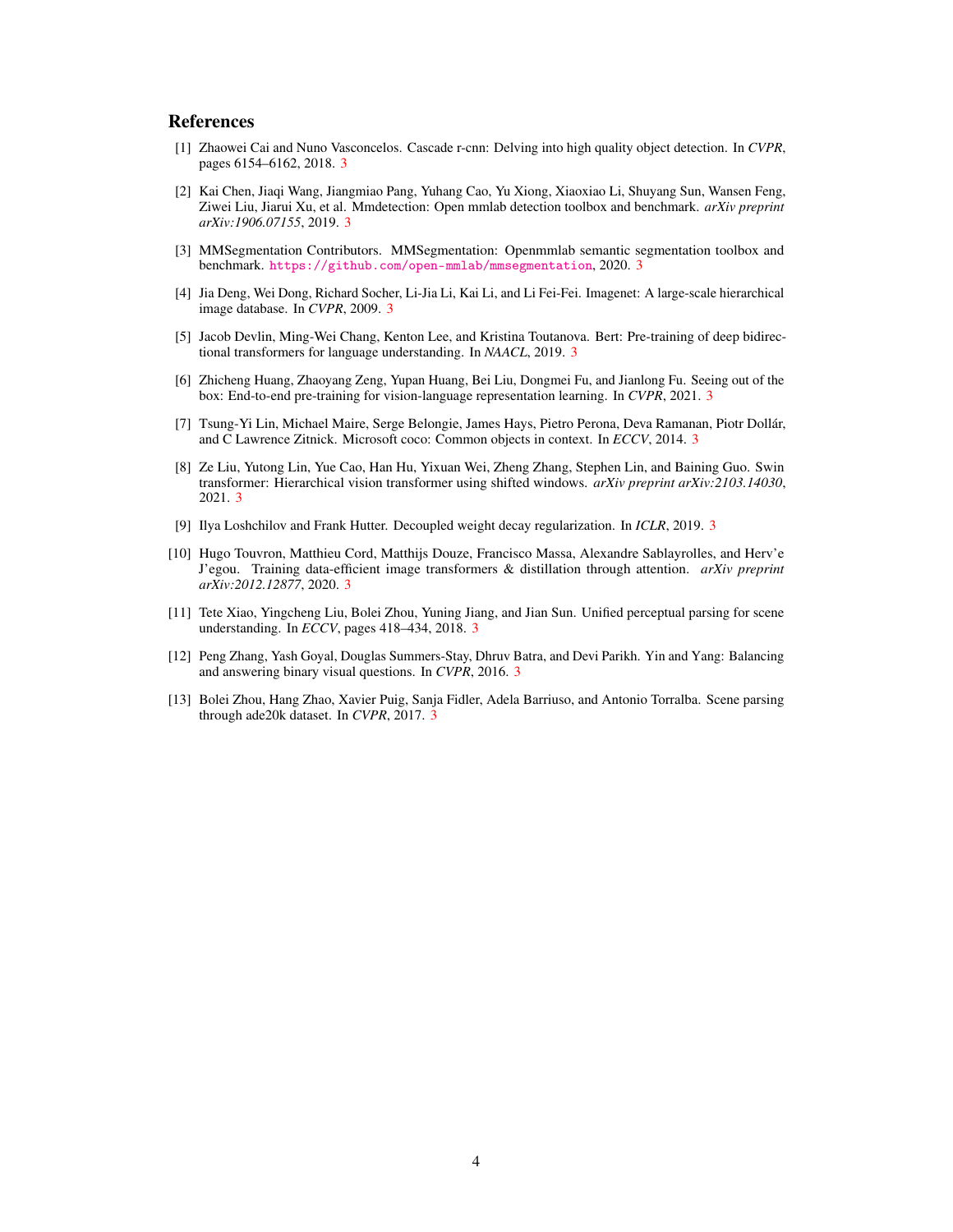## References

[1] Zhaowei Cai and Nuno Vasconcelos. Cascade r-cnn: Delving into high quality object detection. In *CVPR*, pages 6154–6162, 2018. 3

[2] Kai Chen, Jiaqi Wang, Jiangmiao Pang, Yuhang Cao, Yu Xiong, Xiaoxiao Li, Shuyang Sun, Wansen Feng, Ziwei Liu, Jiarui Xu, et al. Mmdetection: Open mmlab detection toolbox and benchmark. *arXiv preprint arXiv:1906.07155*, 2019. 3

[3] MMSegmentation Contributors. MMSegmentation: Openmmlab semantic segmentation toolbox and benchmark. `https://github.com/open-mmlab/mmsegmentation`, 2020. 3

[4] Jia Deng, Wei Dong, Richard Socher, Li-Jia Li, Kai Li, and Li Fei-Fei. Imagenet: A large-scale hierarchical image database. In *CVPR*, 2009. 3

[5] Jacob Devlin, Ming-Wei Chang, Kenton Lee, and Kristina Toutanova. Bert: Pre-training of deep bidirectional transformers for language understanding. In *NAACL*, 2019. 3

[6] Zhicheng Huang, Zhaoyang Zeng, Yupan Huang, Bei Liu, Dongmei Fu, and Jianlong Fu. Seeing out of the box: End-to-end pre-training for vision-language representation learning. In *CVPR*, 2021. 3

[7] Tsung-Yi Lin, Michael Maire, Serge Belongie, James Hays, Pietro Perona, Deva Ramanan, Piotr Dollár, and C Lawrence Zitnick. Microsoft coco: Common objects in context. In *ECCV*, 2014. 3

[8] Ze Liu, Yutong Lin, Yue Cao, Han Hu, Yixuan Wei, Zheng Zhang, Stephen Lin, and Baining Guo. Swin transformer: Hierarchical vision transformer using shifted windows. *arXiv preprint arXiv:2103.14030*, 2021. 3

[9] Ilya Loshchilov and Frank Hutter. Decoupled weight decay regularization. In *ICLR*, 2019. 3

[10] Hugo Touvron, Matthieu Cord, Matthijs Douze, Francisco Massa, Alexandre Sablayrolles, and Herv'e J'egou. Training data-efficient image transformers & distillation through attention. *arXiv preprint arXiv:2012.12877*, 2020. 3

[11] Tete Xiao, Yingcheng Liu, Bolei Zhou, Yuning Jiang, and Jian Sun. Unified perceptual parsing for scene understanding. In *ECCV*, pages 418–434, 2018. 3

[12] Peng Zhang, Yash Goyal, Douglas Summers-Stay, Dhruv Batra, and Devi Parikh. Yin and Yang: Balancing and answering binary visual questions. In *CVPR*, 2016. 3

[13] Bolei Zhou, Hang Zhao, Xavier Puig, Sanja Fidler, Adela Barriuso, and Antonio Torralba. Scene parsing through ade20k dataset. In *CVPR*, 2017. 3